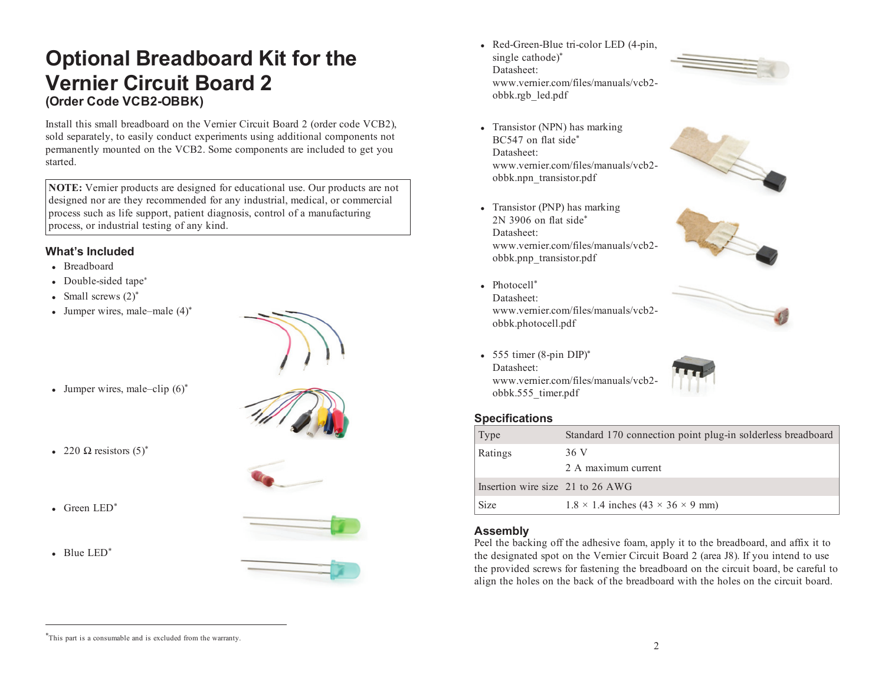# Optional Breadboard Kit for the Vernier Circuit Board 2

### (Order Code VCB2-OBBK)

Install this small breadboard on the Vernier Circuit Board 2 (order code VCB2), sold separately, to easily conduct experiments using additional components not permanently mounted on the VCB2. Some components are included to get you started.

> **NOTE:** Vernier products are designed for educational use. Our products are not designed nor are they recommended for any industrial, medical, or commercial process such as life support, patient diagnosis, control of a manufacturing process, or industrial testing of any kind.

## What's Included

- Breadboard
- Double-sided tape*
- Small screws (2)*
- Jumper wires, male–male (4)*
- Jumper wires, male–clip (6)*
- 220 Ω resistors (5)*
- Green LED*
- Blue LED*
- Red-Green-Blue tri-color LED (4-pin, single cathode)*
  Datasheet:
  www.vernier.com/files/manuals/vcb2-obbk.rgb_led.pdf
- Transistor (NPN) has marking BC547 on flat side*
  Datasheet:
  www.vernier.com/files/manuals/vcb2-obbk.npn_transistor.pdf
- Transistor (PNP) has marking 2N 3906 on flat side*
  Datasheet:
  www.vernier.com/files/manuals/vcb2-obbk.pnp_transistor.pdf
- Photocell*
  Datasheet:
  www.vernier.com/files/manuals/vcb2-obbk.photocell.pdf
- 555 timer (8-pin DIP)*
  Datasheet:
  www.vernier.com/files/manuals/vcb2-obbk.555_timer.pdf

## Specifications

| | |
|---|---|
| Type | Standard 170 connection point plug-in solderless breadboard |
| Ratings | 36 V<br>2 A maximum current |
| Insertion wire size | 21 to 26 AWG |
| Size | 1.8 × 1.4 inches (43 × 36 × 9 mm) |

## Assembly

Peel the backing off the adhesive foam, apply it to the breadboard, and affix it to the designated spot on the Vernier Circuit Board 2 (area J8). If you intend to use the provided screws for fastening the breadboard on the circuit board, be careful to align the holes on the back of the breadboard with the holes on the circuit board.

---

*This part is a consumable and is excluded from the warranty.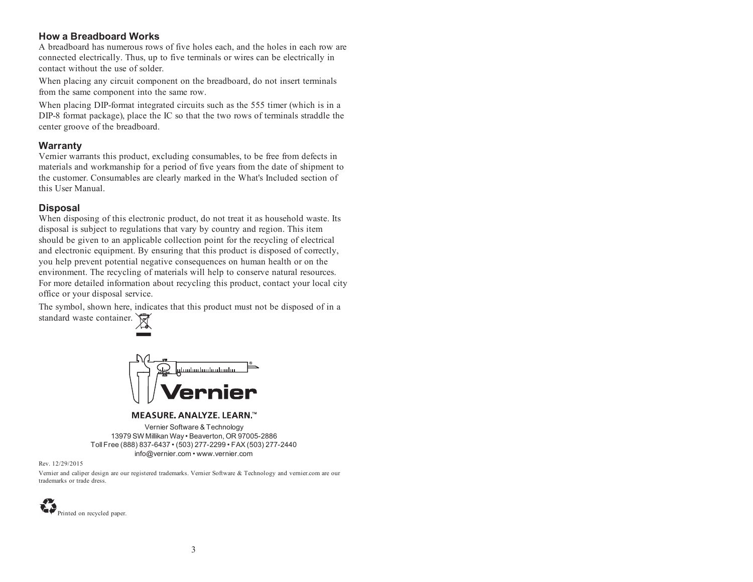## How a Breadboard Works

A breadboard has numerous rows of five holes each, and the holes in each row are connected electrically. Thus, up to five terminals or wires can be electrically in contact without the use of solder.

When placing any circuit component on the breadboard, do not insert terminals from the same component into the same row.

When placing DIP-format integrated circuits such as the 555 timer (which is in a DIP-8 format package), place the IC so that the two rows of terminals straddle the center groove of the breadboard.

## Warranty

Vernier warrants this product, excluding consumables, to be free from defects in materials and workmanship for a period of five years from the date of shipment to the customer. Consumables are clearly marked in the What's Included section of this User Manual.

## Disposal

When disposing of this electronic product, do not treat it as household waste. Its disposal is subject to regulations that vary by country and region. This item should be given to an applicable collection point for the recycling of electrical and electronic equipment. By ensuring that this product is disposed of correctly, you help prevent potential negative consequences on human health or on the environment. The recycling of materials will help to conserve natural resources. For more detailed information about recycling this product, contact your local city office or your disposal service.

The symbol, shown here, indicates that this product must not be disposed of in a standard waste container.

Vernier

MEASURE. ANALYZE. LEARN.™

Vernier Software & Technology
13979 SW Millikan Way • Beaverton, OR 97005-2886
Toll Free (888) 837-6437 • (503) 277-2299 • FAX (503) 277-2440
info@vernier.com • www.vernier.com

Rev. 12/29/2015

Vernier and caliper design are our registered trademarks. Vernier Software & Technology and vernier.com are our trademarks or trade dress.

Printed on recycled paper.